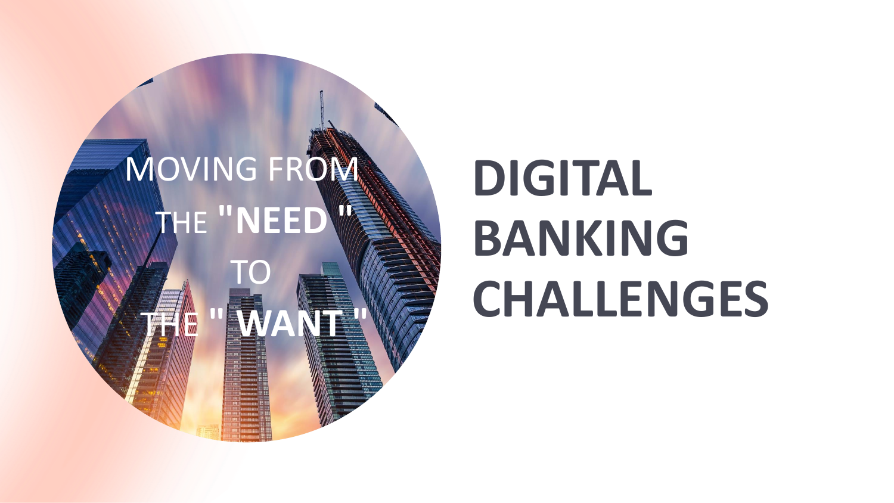MOVING FROM THE **"NEED "** TO THE **" WANT "**

# DIGITAL BANKING CHALLENGES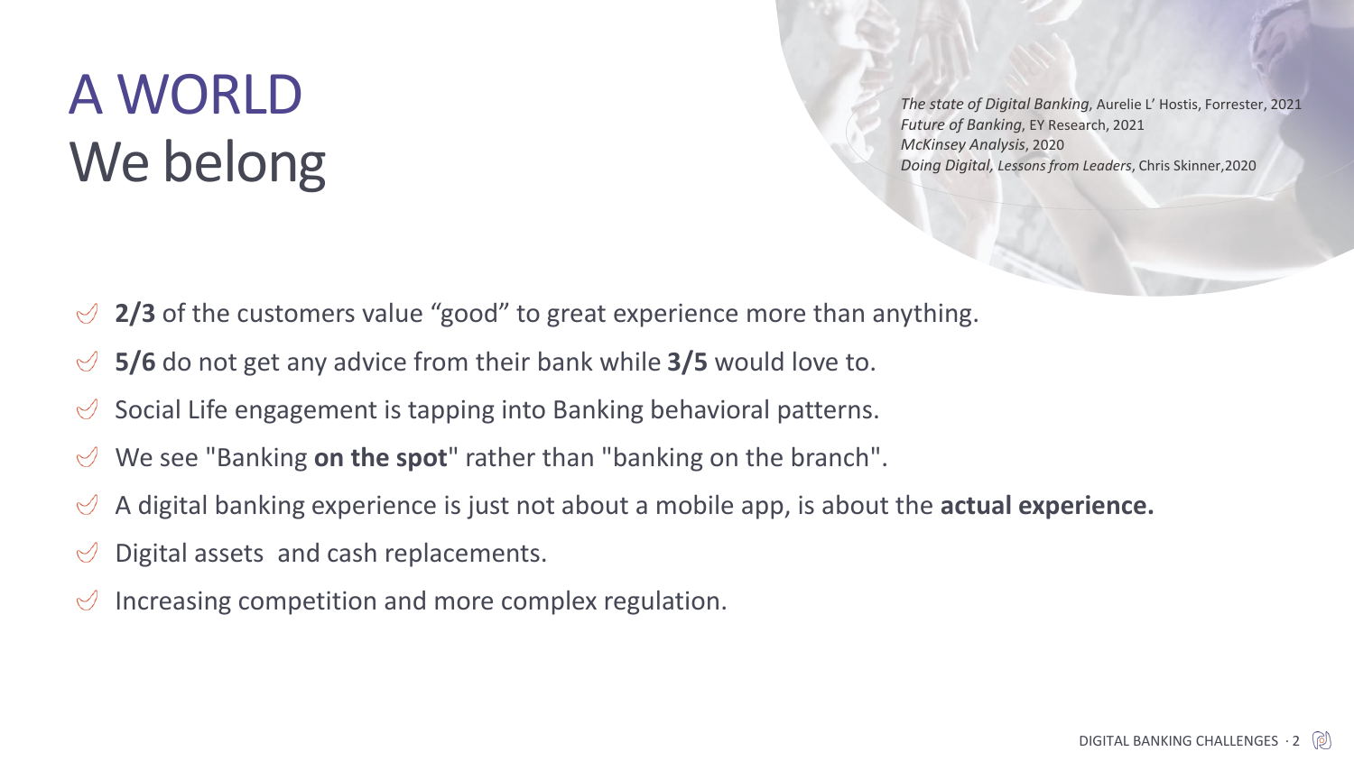# A WORLD We belong

*The state of Digital Banking*, Aurelie L' Hostis, Forrester, 2021
*Future of Banking*, EY Research, 2021
*McKinsey Analysis*, 2020
*Doing Digital, Lessons from Leaders*, Chris Skinner,2020

- **2/3** of the customers value "good" to great experience more than anything.
- **5/6** do not get any advice from their bank while **3/5** would love to.
- Social Life engagement is tapping into Banking behavioral patterns.
- We see "Banking **on the spot**" rather than "banking on the branch".
- A digital banking experience is just not about a mobile app, is about the **actual experience.**
- Digital assets and cash replacements.
- Increasing competition and more complex regulation.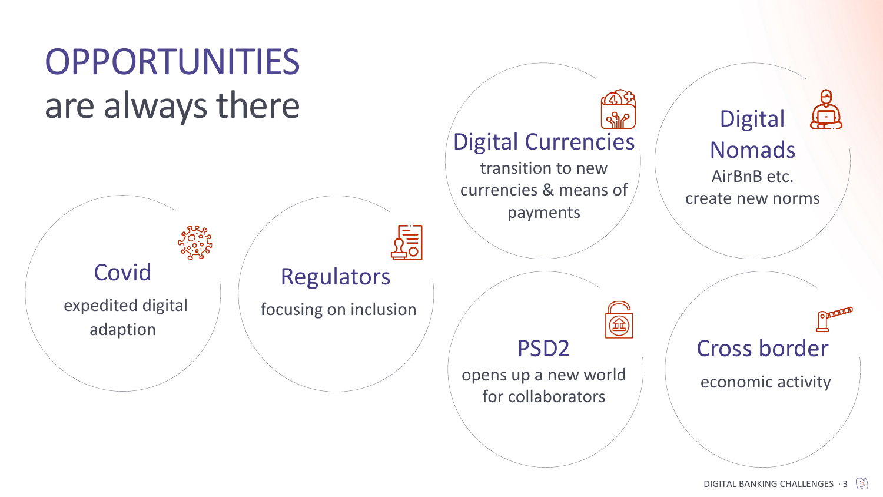# OPPORTUNITIES are always there

### Covid
expedited digital adaption

### Regulators
focusing on inclusion

### Digital Currencies
transition to new currencies & means of payments

### Digital Nomads
AirBnB etc. create new norms

### PSD2
opens up a new world for collaborators

### Cross border
economic activity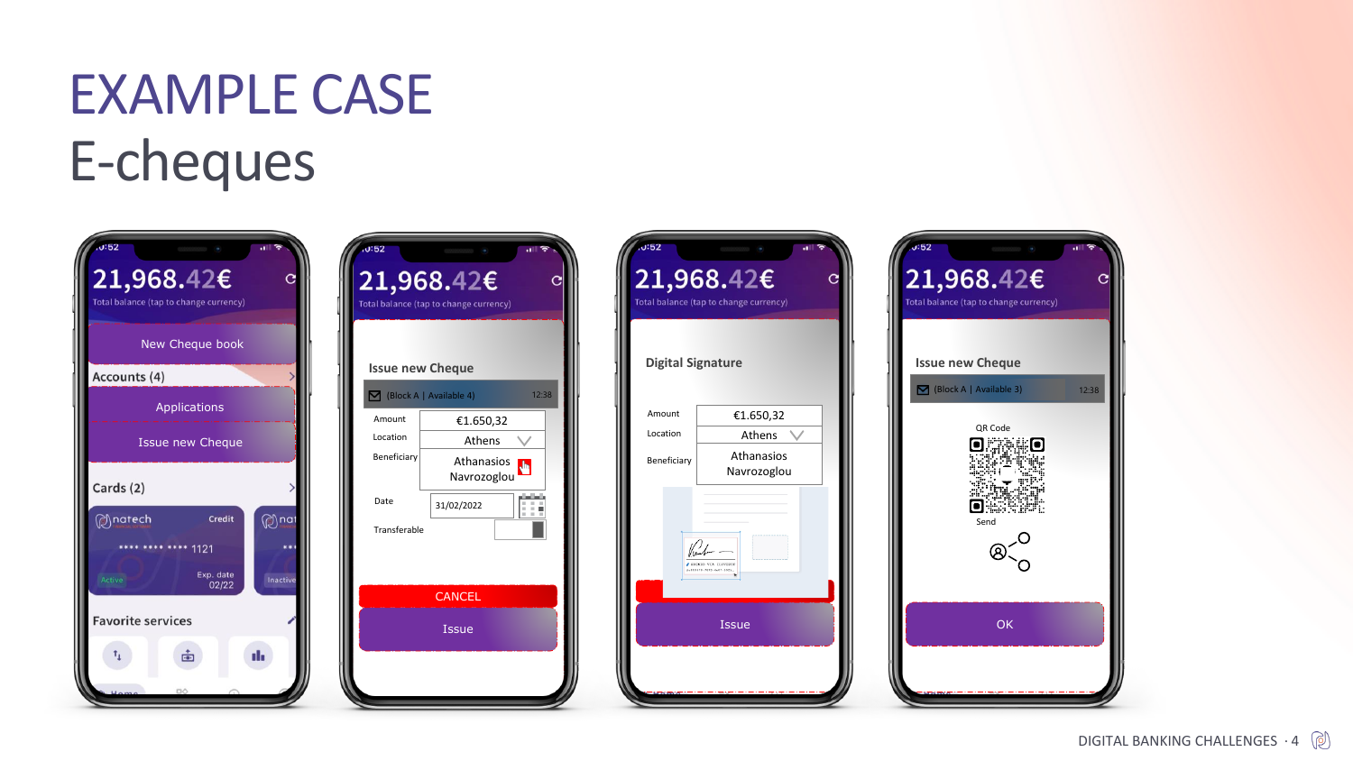# EXAMPLE CASE

## E-cheques

21,968.42€

Total balance (tap to change currency)

New Cheque book

Accounts (4)

Applications

Issue new Cheque

Cards (2)

natech Credit

**** **** **** 1121

Active

Exp. date 02/22

Inactive

Favorite services

21,968.42€

Total balance (tap to change currency)

Issue new Cheque

(Block A | Available 4) 12:38

Amount €1.650,32

Location Athens

Beneficiary Athanasios Navrozoglou

Date 31/02/2022

Transferable

CANCEL

Issue

21,968.42€

Total balance (tap to change currency)

Digital Signature

Amount €1.650,32

Location Athens

Beneficiary Athanasios Navrozoglou

Issue

21,968.42€

Total balance (tap to change currency)

Issue new Cheque

(Block A | Available 3) 12:38

QR Code

Send

OK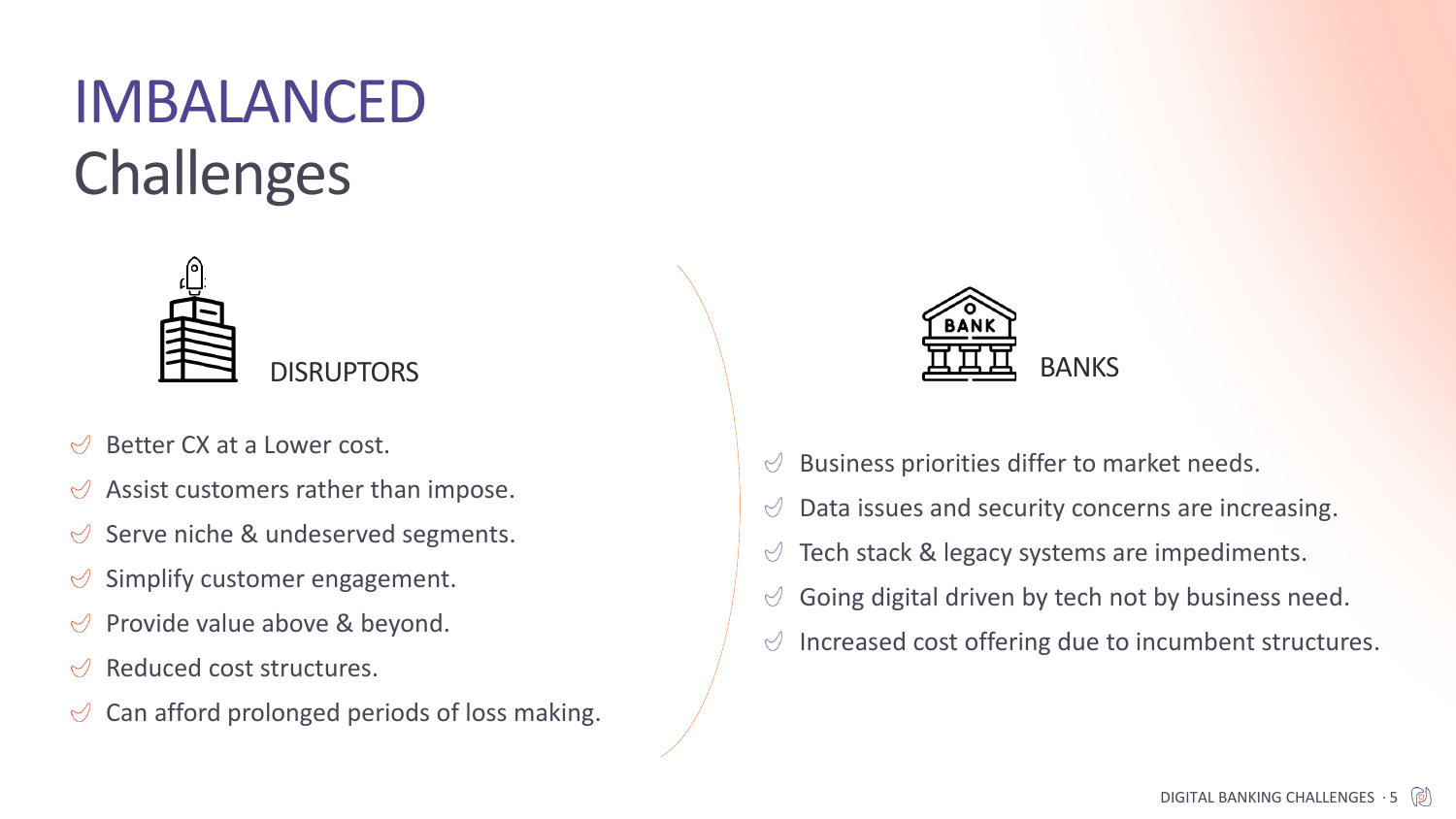# IMBALANCED Challenges

## DISRUPTORS

- Better CX at a Lower cost.
- Assist customers rather than impose.
- Serve niche & undeserved segments.
- Simplify customer engagement.
- Provide value above & beyond.
- Reduced cost structures.
- Can afford prolonged periods of loss making.

## BANKS

- Business priorities differ to market needs.
- Data issues and security concerns are increasing.
- Tech stack & legacy systems are impediments.
- Going digital driven by tech not by business need.
- Increased cost offering due to incumbent structures.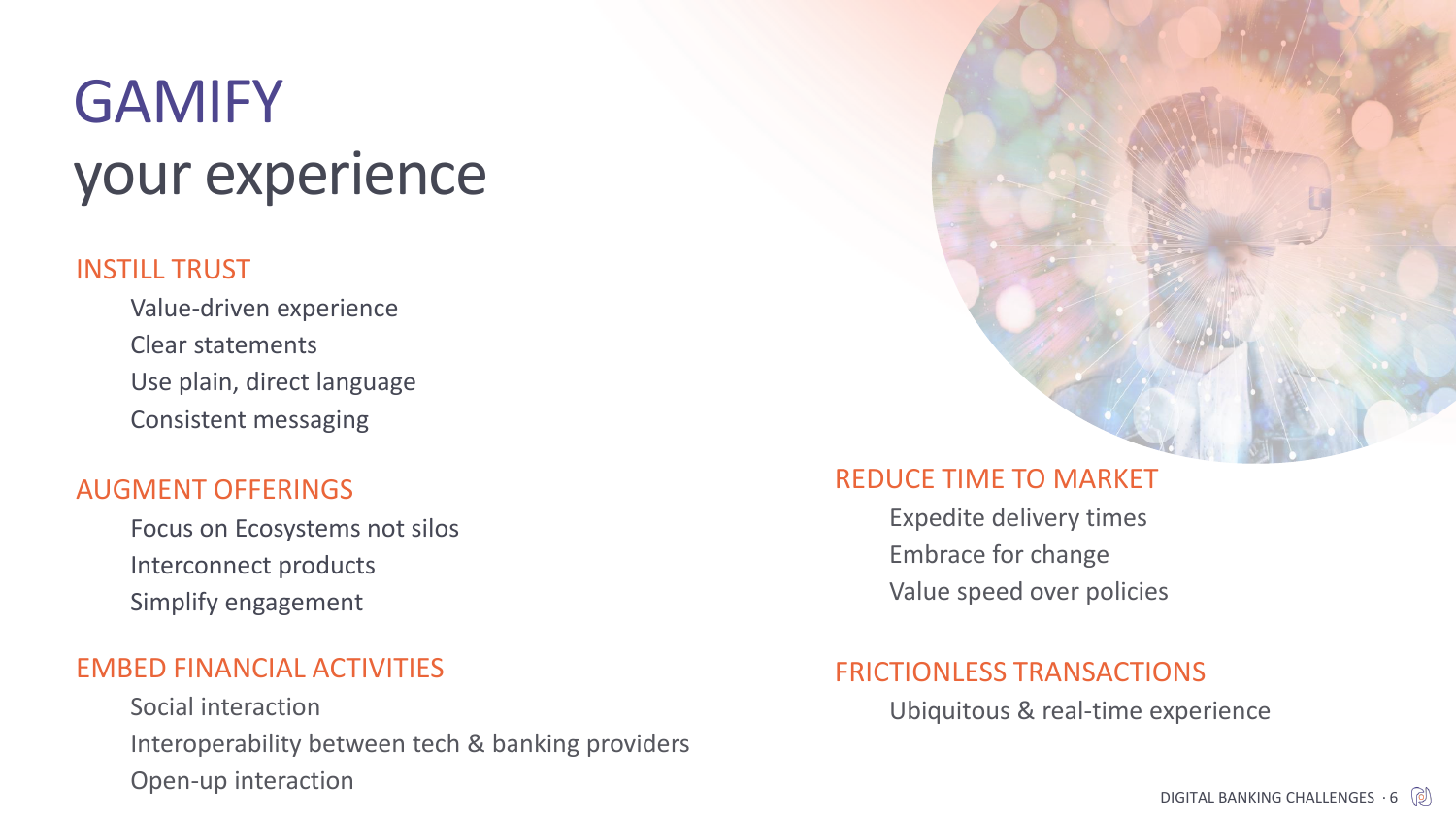# GAMIFY your experience

## INSTILL TRUST

- Value-driven experience
- Clear statements
- Use plain, direct language
- Consistent messaging

## AUGMENT OFFERINGS

- Focus on Ecosystems not silos
- Interconnect products
- Simplify engagement

## EMBED FINANCIAL ACTIVITIES

- Social interaction
- Interoperability between tech & banking providers
- Open-up interaction

## REDUCE TIME TO MARKET

- Expedite delivery times
- Embrace for change
- Value speed over policies

## FRICTIONLESS TRANSACTIONS

- Ubiquitous & real-time experience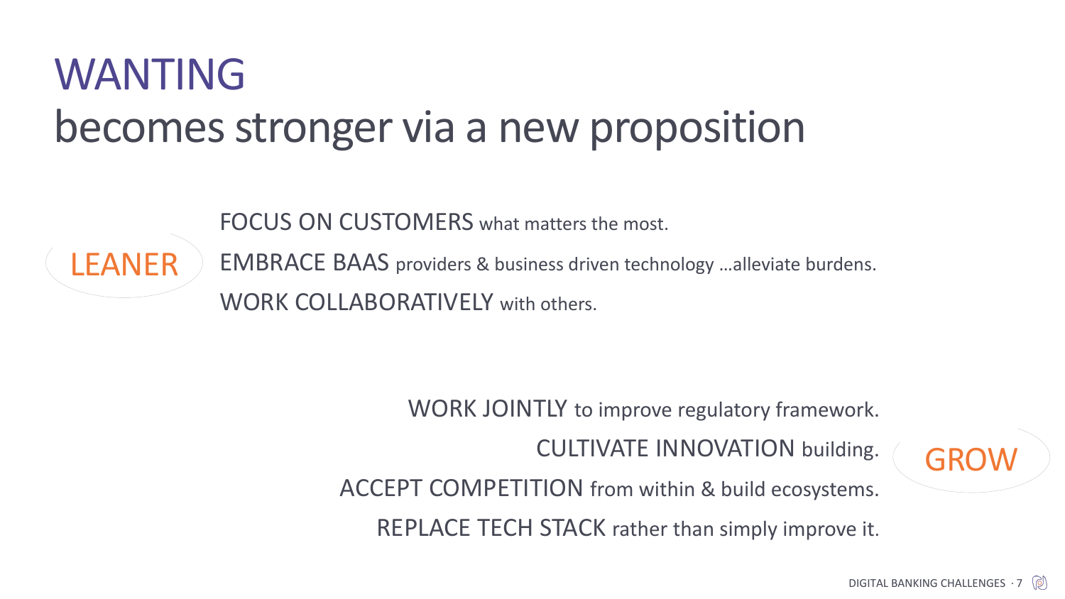# WANTING
## becomes stronger via a new proposition

**LEANER**

- FOCUS ON CUSTOMERS what matters the most.
- EMBRACE BAAS providers & business driven technology …alleviate burdens.
- WORK COLLABORATIVELY with others.

**GROW**

- WORK JOINTLY to improve regulatory framework.
- CULTIVATE INNOVATION building.
- ACCEPT COMPETITION from within & build ecosystems.
- REPLACE TECH STACK rather than simply improve it.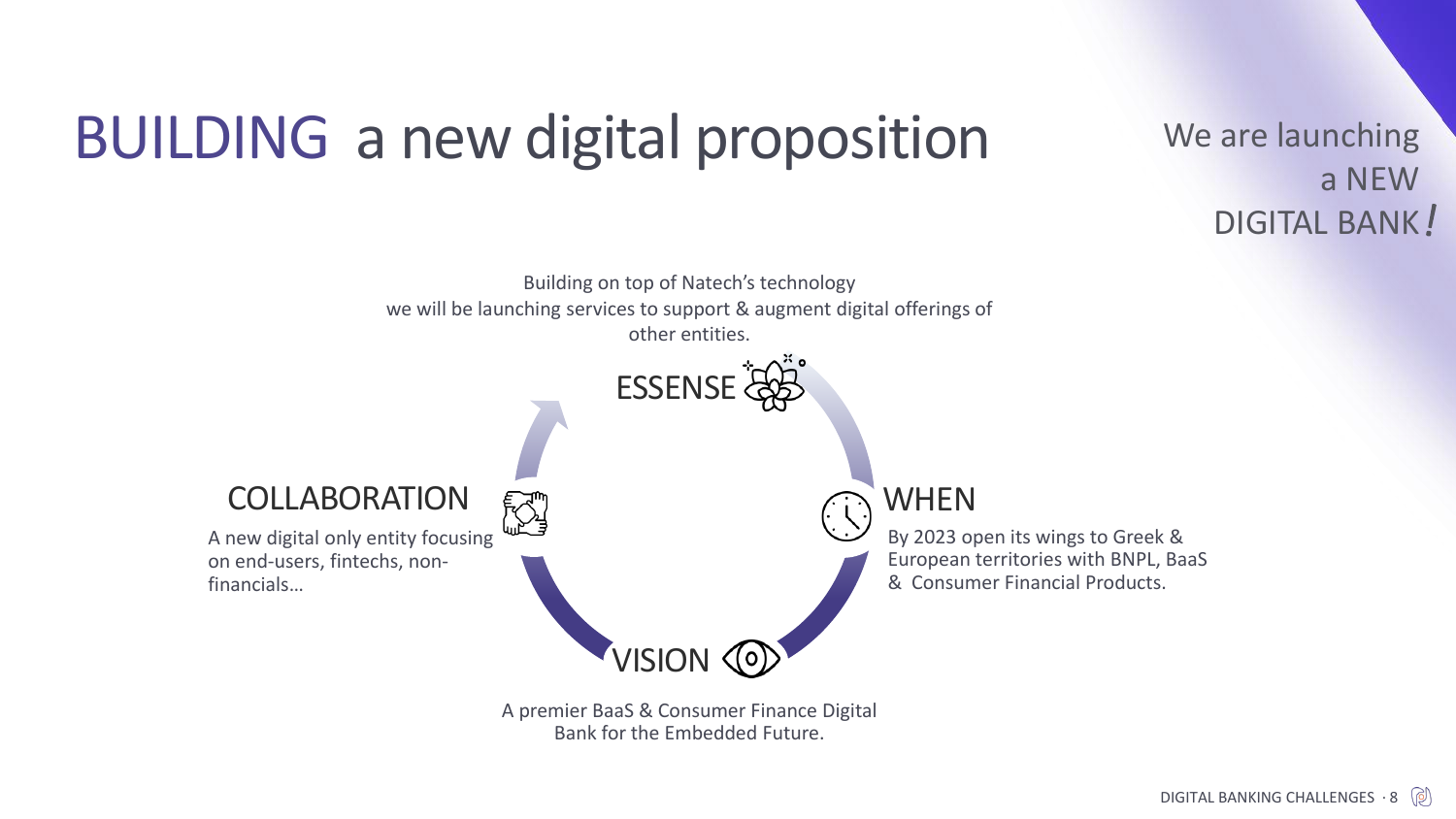# BUILDING a new digital proposition

We are launching a NEW DIGITAL BANK!

Building on top of Natech's technology we will be launching services to support & augment digital offerings of other entities.

## ESSENSE

## WHEN

By 2023 open its wings to Greek & European territories with BNPL, BaaS & Consumer Financial Products.

## VISION

A premier BaaS & Consumer Finance Digital Bank for the Embedded Future.

## COLLABORATION

A new digital only entity focusing on end-users, fintechs, non-financials…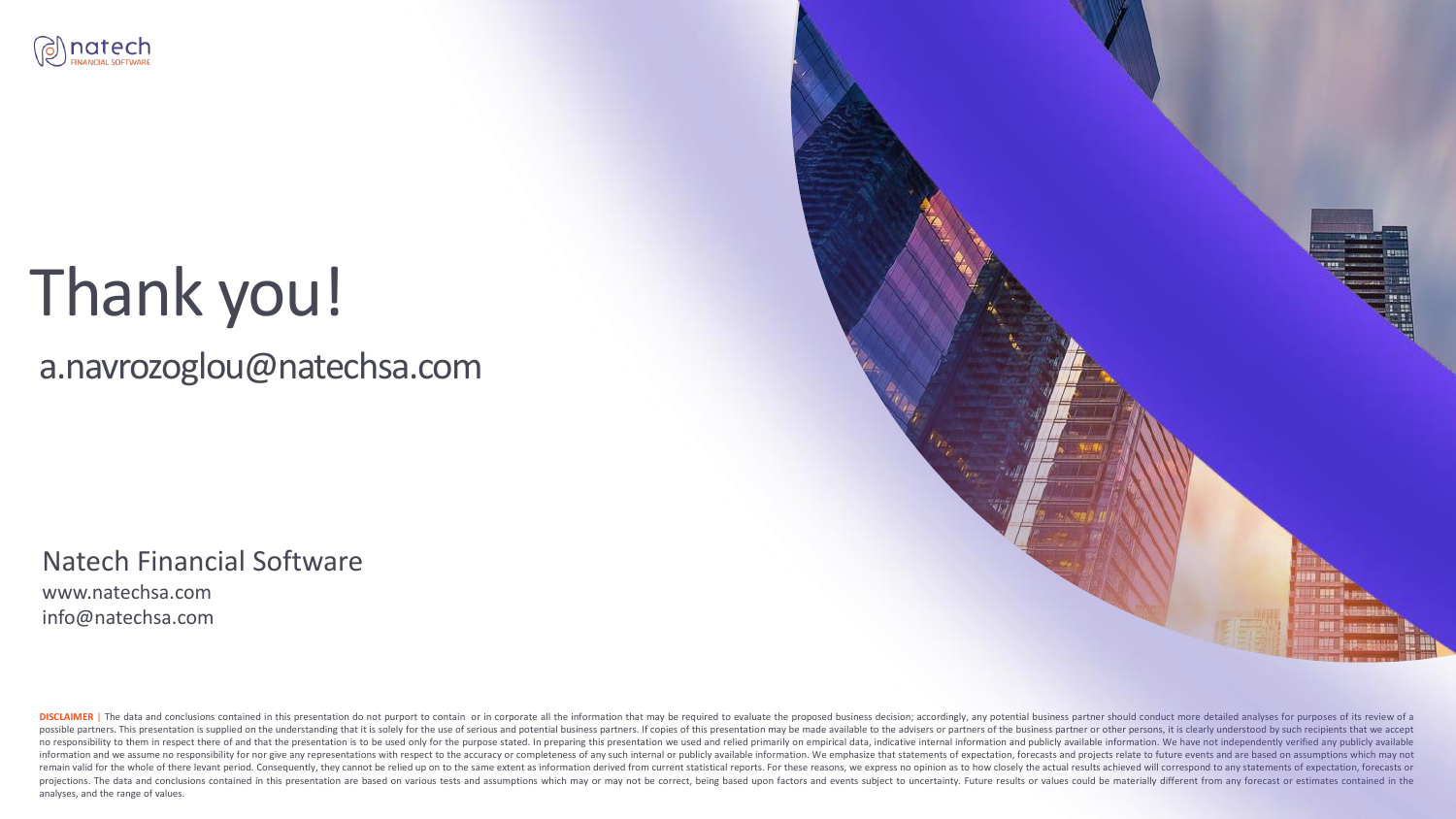natech FINANCIAL SOFTWARE

# Thank you!

a.navrozoglou@natechsa.com

Natech Financial Software

www.natechsa.com

info@natechsa.com

**DISCLAIMER** | The data and conclusions contained in this presentation do not purport to contain or in corporate all the information that may be required to evaluate the proposed business decision; accordingly, any potential business partner should conduct more detailed analyses for purposes of its review of a possible partners. This presentation is supplied on the understanding that it is solely for the use of serious and potential business partners. If copies of this presentation may be made available to the advisers or partners of the business partner or other persons, it is clearly understood by such recipients that we accept no responsibility to them in respect there of and that the presentation is to be used only for the purpose stated. In preparing this presentation we used and relied primarily on empirical data, indicative internal information and publicly available information. We have not independently verified any publicly available information and we assume no responsibility for nor give any representations with respect to the accuracy or completeness of any such internal or publicly available information. We emphasize that statements of expectation, forecasts and projects relate to future events and are based on assumptions which may not remain valid for the whole of there levant period. Consequently, they cannot be relied up on to the same extent as information derived from current statistical reports. For these reasons, we express no opinion as to how closely the actual results achieved will correspond to any statements of expectation, forecasts or projections. The data and conclusions contained in this presentation are based on various tests and assumptions which may or may not be correct, being based upon factors and events subject to uncertainty. Future results or values could be materially different from any forecast or estimates contained in the analyses, and the range of values.